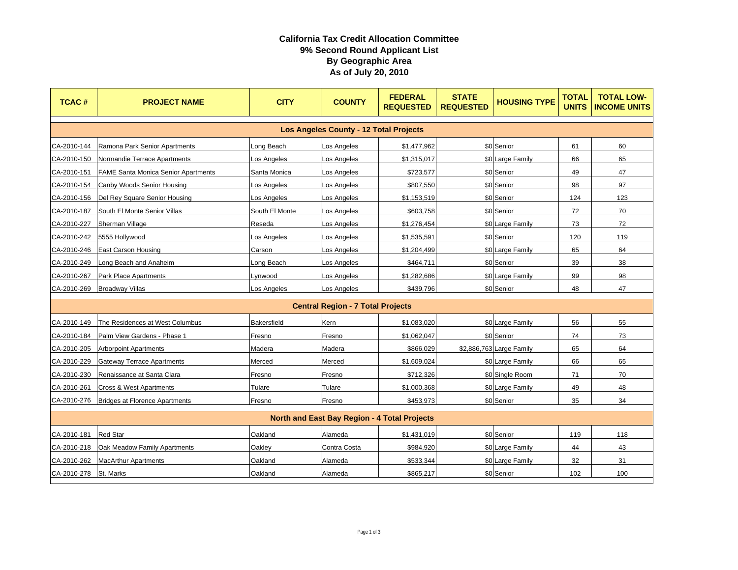# California Tax Credit Allocation Committee
## 9% Second Round Applicant List
## By Geographic Area
## As of July 20, 2010

| TCAC # | PROJECT NAME | CITY | COUNTY | FEDERAL REQUESTED | STATE REQUESTED | HOUSING TYPE | TOTAL UNITS | TOTAL LOW-INCOME UNITS |
|---|---|---|---|---|---|---|---|---|
| **Los Angeles County - 12 Total Projects** | | | | | | | | |
| CA-2010-144 | Ramona Park Senior Apartments | Long Beach | Los Angeles | $1,477,962 | $0 | Senior | 61 | 60 |
| CA-2010-150 | Normandie Terrace Apartments | Los Angeles | Los Angeles | $1,315,017 | $0 | Large Family | 66 | 65 |
| CA-2010-151 | FAME Santa Monica Senior Apartments | Santa Monica | Los Angeles | $723,577 | $0 | Senior | 49 | 47 |
| CA-2010-154 | Canby Woods Senior Housing | Los Angeles | Los Angeles | $807,550 | $0 | Senior | 98 | 97 |
| CA-2010-156 | Del Rey Square Senior Housing | Los Angeles | Los Angeles | $1,153,519 | $0 | Senior | 124 | 123 |
| CA-2010-187 | South El Monte Senior Villas | South El Monte | Los Angeles | $603,758 | $0 | Senior | 72 | 70 |
| CA-2010-227 | Sherman Village | Reseda | Los Angeles | $1,276,454 | $0 | Large Family | 73 | 72 |
| CA-2010-242 | 5555 Hollywood | Los Angeles | Los Angeles | $1,535,591 | $0 | Senior | 120 | 119 |
| CA-2010-246 | East Carson Housing | Carson | Los Angeles | $1,204,499 | $0 | Large Family | 65 | 64 |
| CA-2010-249 | Long Beach and Anaheim | Long Beach | Los Angeles | $464,711 | $0 | Senior | 39 | 38 |
| CA-2010-267 | Park Place Apartments | Lynwood | Los Angeles | $1,282,686 | $0 | Large Family | 99 | 98 |
| CA-2010-269 | Broadway Villas | Los Angeles | Los Angeles | $439,796 | $0 | Senior | 48 | 47 |
| **Central Region - 7 Total Projects** | | | | | | | | |
| CA-2010-149 | The Residences at West Columbus | Bakersfield | Kern | $1,083,020 | $0 | Large Family | 56 | 55 |
| CA-2010-184 | Palm View Gardens - Phase 1 | Fresno | Fresno | $1,062,047 | $0 | Senior | 74 | 73 |
| CA-2010-205 | Arborpoint Apartments | Madera | Madera | $866,029 | $2,886,763 | Large Family | 65 | 64 |
| CA-2010-229 | Gateway Terrace Apartments | Merced | Merced | $1,609,024 | $0 | Large Family | 66 | 65 |
| CA-2010-230 | Renaissance at Santa Clara | Fresno | Fresno | $712,326 | $0 | Single Room | 71 | 70 |
| CA-2010-261 | Cross & West Apartments | Tulare | Tulare | $1,000,368 | $0 | Large Family | 49 | 48 |
| CA-2010-276 | Bridges at Florence Apartments | Fresno | Fresno | $453,973 | $0 | Senior | 35 | 34 |
| **North and East Bay Region - 4 Total Projects** | | | | | | | | |
| CA-2010-181 | Red Star | Oakland | Alameda | $1,431,019 | $0 | Senior | 119 | 118 |
| CA-2010-218 | Oak Meadow Family Apartments | Oakley | Contra Costa | $984,920 | $0 | Large Family | 44 | 43 |
| CA-2010-262 | MacArthur Apartments | Oakland | Alameda | $533,344 | $0 | Large Family | 32 | 31 |
| CA-2010-278 | St. Marks | Oakland | Alameda | $865,217 | $0 | Senior | 102 | 100 |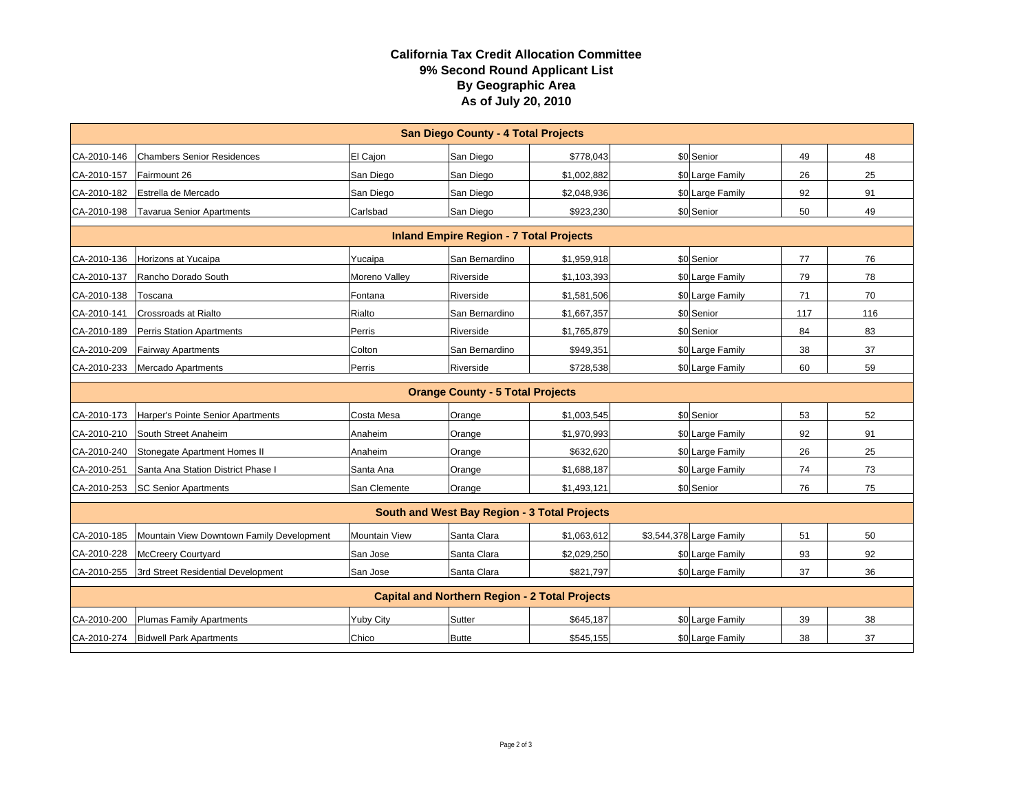# California Tax Credit Allocation Committee
## 9% Second Round Applicant List
## By Geographic Area
## As of July 20, 2010

| | | | | | | | | |
|---|---|---|---|---|---|---|---|---|
| **San Diego County - 4 Total Projects** | | | | | | | | |
| CA-2010-146 | Chambers Senior Residences | El Cajon | San Diego | $778,043 | $0 | Senior | 49 | 48 |
| CA-2010-157 | Fairmount 26 | San Diego | San Diego | $1,002,882 | $0 | Large Family | 26 | 25 |
| CA-2010-182 | Estrella de Mercado | San Diego | San Diego | $2,048,936 | $0 | Large Family | 92 | 91 |
| CA-2010-198 | Tavarua Senior Apartments | Carlsbad | San Diego | $923,230 | $0 | Senior | 50 | 49 |
| **Inland Empire Region - 7 Total Projects** | | | | | | | | |
| CA-2010-136 | Horizons at Yucaipa | Yucaipa | San Bernardino | $1,959,918 | $0 | Senior | 77 | 76 |
| CA-2010-137 | Rancho Dorado South | Moreno Valley | Riverside | $1,103,393 | $0 | Large Family | 79 | 78 |
| CA-2010-138 | Toscana | Fontana | Riverside | $1,581,506 | $0 | Large Family | 71 | 70 |
| CA-2010-141 | Crossroads at Rialto | Rialto | San Bernardino | $1,667,357 | $0 | Senior | 117 | 116 |
| CA-2010-189 | Perris Station Apartments | Perris | Riverside | $1,765,879 | $0 | Senior | 84 | 83 |
| CA-2010-209 | Fairway Apartments | Colton | San Bernardino | $949,351 | $0 | Large Family | 38 | 37 |
| CA-2010-233 | Mercado Apartments | Perris | Riverside | $728,538 | $0 | Large Family | 60 | 59 |
| **Orange County - 5 Total Projects** | | | | | | | | |
| CA-2010-173 | Harper's Pointe Senior Apartments | Costa Mesa | Orange | $1,003,545 | $0 | Senior | 53 | 52 |
| CA-2010-210 | South Street Anaheim | Anaheim | Orange | $1,970,993 | $0 | Large Family | 92 | 91 |
| CA-2010-240 | Stonegate Apartment Homes II | Anaheim | Orange | $632,620 | $0 | Large Family | 26 | 25 |
| CA-2010-251 | Santa Ana Station District Phase I | Santa Ana | Orange | $1,688,187 | $0 | Large Family | 74 | 73 |
| CA-2010-253 | SC Senior Apartments | San Clemente | Orange | $1,493,121 | $0 | Senior | 76 | 75 |
| **South and West Bay Region - 3 Total Projects** | | | | | | | | |
| CA-2010-185 | Mountain View Downtown Family Development | Mountain View | Santa Clara | $1,063,612 | $3,544,378 | Large Family | 51 | 50 |
| CA-2010-228 | McCreery Courtyard | San Jose | Santa Clara | $2,029,250 | $0 | Large Family | 93 | 92 |
| CA-2010-255 | 3rd Street Residential Development | San Jose | Santa Clara | $821,797 | $0 | Large Family | 37 | 36 |
| **Capital and Northern Region - 2 Total Projects** | | | | | | | | |
| CA-2010-200 | Plumas Family Apartments | Yuby City | Sutter | $645,187 | $0 | Large Family | 39 | 38 |
| CA-2010-274 | Bidwell Park Apartments | Chico | Butte | $545,155 | $0 | Large Family | 38 | 37 |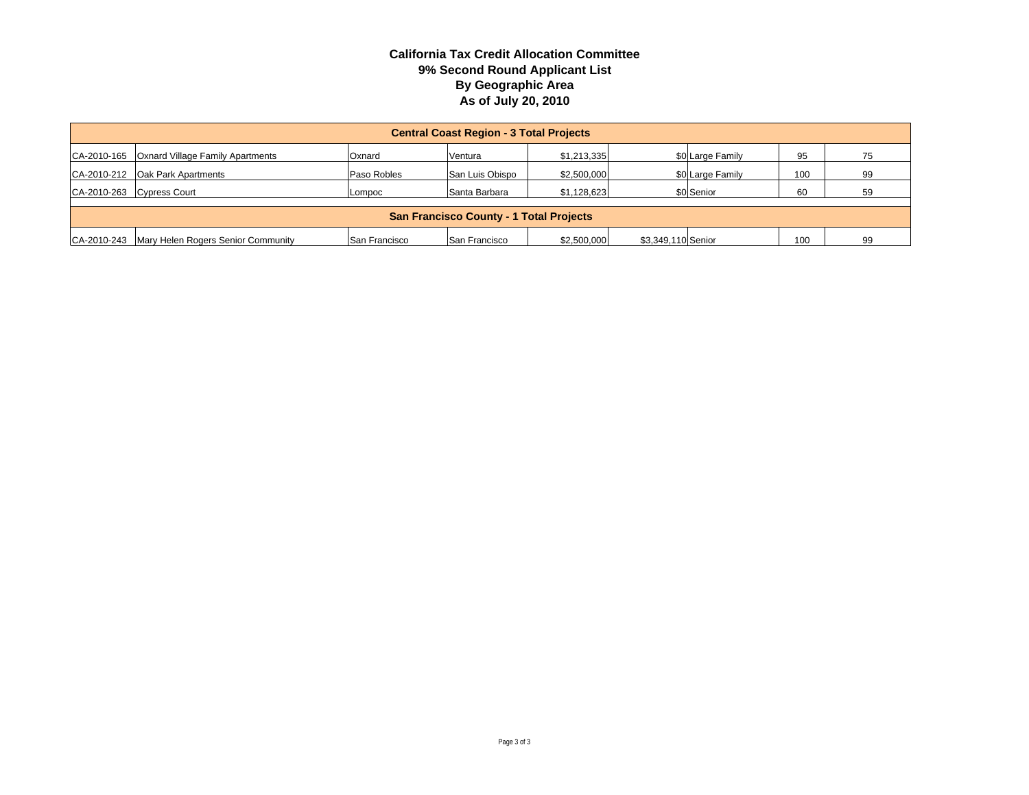**California Tax Credit Allocation Committee**
**9% Second Round Applicant List**
**By Geographic Area**
**As of July 20, 2010**

| | | | | | | | | |
|---|---|---|---|---|---|---|---|---|
| **Central Coast Region - 3 Total Projects** | | | | | | | | |
| CA-2010-165 | Oxnard Village Family Apartments | Oxnard | Ventura | $1,213,335 | $0 | Large Family | 95 | 75 |
| CA-2010-212 | Oak Park Apartments | Paso Robles | San Luis Obispo | $2,500,000 | $0 | Large Family | 100 | 99 |
| CA-2010-263 | Cypress Court | Lompoc | Santa Barbara | $1,128,623 | $0 | Senior | 60 | 59 |
| **San Francisco County - 1 Total Projects** | | | | | | | | |
| CA-2010-243 | Mary Helen Rogers Senior Community | San Francisco | San Francisco | $2,500,000 | $3,349,110 | Senior | 100 | 99 |